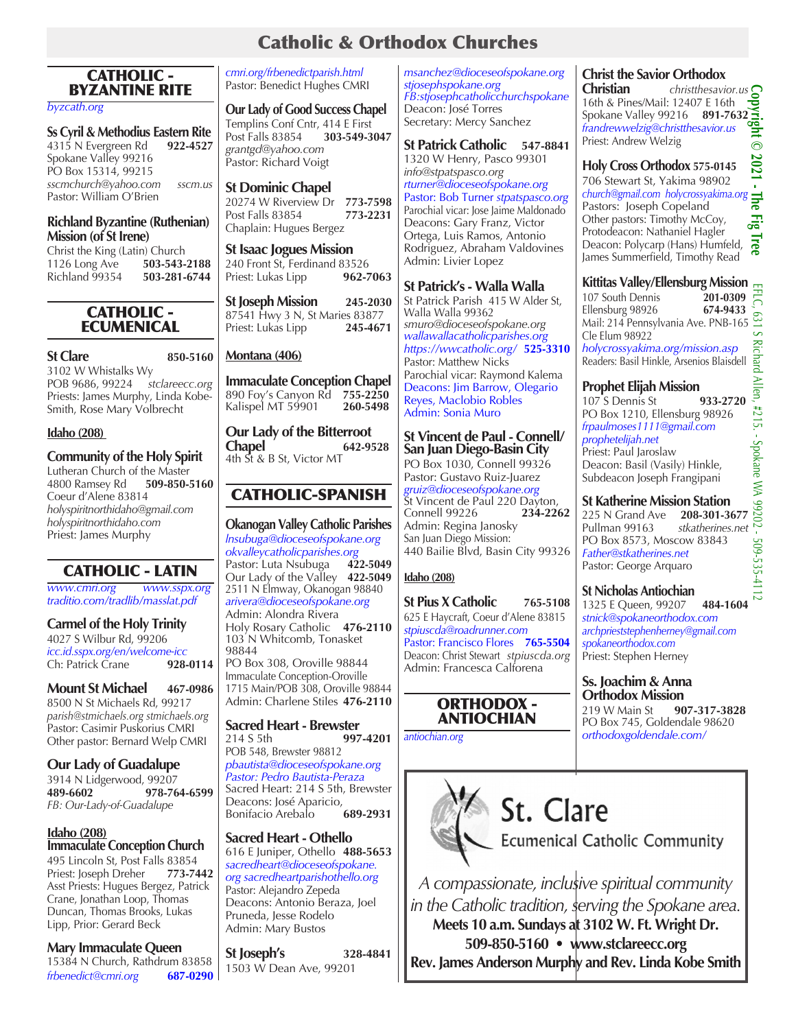# Catholic & Orthodox Churches

## CATHOLIC - BYZANTINE RITE

*byzcath.org*

**Ss Cyril & Methodius Eastern Rite**
4315 N Evergreen Rd **922-4527**
Spokane Valley 99216
PO Box 15314, 99215
*sscmchurch@yahoo.com* *sscm.us*
Pastor: William O'Brien

**Richland Byzantine (Ruthenian) Mission (of St Irene)**
Christ the King (Latin) Church
1126 Long Ave **503-543-2188**
Richland 99354 **503-281-6744**

## CATHOLIC - ECUMENICAL

**St Clare** **850-5160**
3102 W Whistalks Wy
POB 9686, 99224 *stclareecc.org*
Priests: James Murphy, Linda Kobe-Smith, Rose Mary Volbrecht

**Idaho (208)**

**Community of the Holy Spirit**
Lutheran Church of the Master
4800 Ramsey Rd **509-850-5160**
Coeur d'Alene 83814
*holyspiritnorthidaho@gmail.com*
*holyspiritnorthidaho.com*
Priest: James Murphy

## CATHOLIC - LATIN

*www.cmri.org* *www.sspx.org*
*traditio.com/tradlib/masslat.pdf*

**Carmel of the Holy Trinity**
4027 S Wilbur Rd, 99206
*icc.id.sspx.org/en/welcome-icc*
Ch: Patrick Crane **928-0114**

**Mount St Michael** **467-0986**
8500 N St Michaels Rd, 99217
*parish@stmichaels.org stmichaels.org*
Pastor: Casimir Puskorius CMRI
Other pastor: Bernard Welp CMRI

**Our Lady of Guadalupe**
3914 N Lidgerwood, 99207
**489-6602** **978-764-6599**
*FB: Our-Lady-of-Guadalupe*

**Idaho (208)**
**Immaculate Conception Church**
495 Lincoln St, Post Falls 83854
Priest: Joseph Dreher **773-7442**
Asst Priests: Hugues Bergez, Patrick Crane, Jonathan Loop, Thomas Duncan, Thomas Brooks, Lukas Lipp, Prior: Gerard Beck

**Mary Immaculate Queen**
15384 N Church, Rathdrum 83858
*frbenedict@cmri.org* **687-0290**
*cmri.org/frbenedictparish.html*
Pastor: Benedict Hughes CMRI

**Our Lady of Good Success Chapel**
Templins Conf Cntr, 414 E First
Post Falls 83854 **303-549-3047**
*grantgd@yahoo.com*
Pastor: Richard Voigt

**St Dominic Chapel**
20274 W Riverview Dr **773-7598**
Post Falls 83854 **773-2231**
Chaplain: Hugues Bergez

**St Isaac Jogues Mission**
240 Front St, Ferdinand 83526
Priest: Lukas Lipp **962-7063**

**St Joseph Mission** **245-2030**
87541 Hwy 3 N, St Maries 83877
Priest: Lukas Lipp **245-4671**

**Montana (406)**

**Immaculate Conception Chapel**
890 Foy's Canyon Rd **755-2250**
Kalispel MT 59901 **260-5498**

**Our Lady of the Bitterroot Chapel** **642-9528**
4th St & B St, Victor MT

## CATHOLIC-SPANISH

**Okanogan Valley Catholic Parishes**
*lnsubuga@dioceseofspokane.org*
*okvalleycatholicparishes.org*
Pastor: Luta Nsubuga **422-5049**
Our Lady of the Valley **422-5049**
2511 N Elmway, Okanogan 98840
*arivera@dioceseofspokane.org*
Admin: Alondra Rivera
Holy Rosary Catholic **476-2110**
103 N Whitcomb, Tonasket 98844
PO Box 308, Oroville 98844
Immaculate Conception-Oroville
1715 Main/POB 308, Oroville 98844
Admin: Charlene Stiles **476-2110**

**Sacred Heart - Brewster**
214 S 5th **997-4201**
POB 548, Brewster 98812
*pbautista@dioceseofspokane.org*
*Pastor: Pedro Bautista-Peraza*
Sacred Heart: 214 S 5th, Brewster
Deacons: José Aparicio, Bonifacio Arebalo **689-2931**

**Sacred Heart - Othello**
616 E Juniper, Othello **488-5653**
*sacredheart@dioceseofspokane.org sacredheartparishothello.org*
Pastor: Alejandro Zepeda
Deacons: Antonio Beraza, Joel Pruneda, Jesse Rodelo
Admin: Mary Bustos

**St Joseph's** **328-4841**
1503 W Dean Ave, 99201
*msanchez@dioceseofspokane.org*
*stjosephspokane.org*
*FB:stjosephcatholicchurchspokane*
Deacon: José Torres
Secretary: Mercy Sanchez

**St Patrick Catholic** **547-8841**
1320 W Henry, Pasco 99301
*info@stpatspasco.org*
*rturner@dioceseofspokane.org*
Pastor: Bob Turner *stpatspasco.org*
Parochial vicar: Jose Jaime Maldonado
Deacons: Gary Franz, Victor Ortega, Luis Ramos, Antonio Rodriguez, Abraham Valdovines
Admin: Livier Lopez

**St Patrick's - Walla Walla**
St Patrick Parish 415 W Alder St, Walla Walla 99362
*smuro@dioceseofspokane.org*
*wallawallacatholicparishes.org*
*https://wwcatholic.org/* **525-3310**
Pastor: Matthew Nicks
Parochial vicar: Raymond Kalema
Deacons: Jim Barrow, Olegario Reyes, Maclobio Robles
Admin: Sonia Muro

**St Vincent de Paul - Connell/ San Juan Diego-Basin City**
PO Box 1030, Connell 99326
Pastor: Gustavo Ruiz-Juarez
*gruiz@dioceseofspokane.org*
St Vincent de Paul 220 Dayton, Connell 99226 **234-2262**
Admin: Regina Janosky
San Juan Diego Mission:
440 Bailie Blvd, Basin City 99326

**Idaho (208)**

**St Pius X Catholic** **765-5108**
625 E Haycraft, Coeur d'Alene 83815
*stpiuscda@roadrunner.com*
Pastor: Francisco Flores **765-5504**
Deacon: Christ Stewart *stpiuscda.org*
Admin: Francesca Calforena

## ORTHODOX - ANTIOCHIAN

*antiochian.org*

**Christ the Savior Orthodox Christian** *christthesavior.us*
16th & Pines/Mail: 12407 E 16th
Spokane Valley 99216 **891-7632**
*frandrewwelzig@christthesavior.us*
Priest: Andrew Welzig

**Holy Cross Orthodox** **575-0145**
706 Stewart St, Yakima 98902
*church@gmail.com holycrossyakima.org*
Pastors: Joseph Copeland
Other pastors: Timothy McCoy,
Protodeacon: Nathaniel Hagler
Deacon: Polycarp (Hans) Humfeld, James Summerfield, Timothy Read

**Kittitas Valley/Ellensburg Mission**
107 South Dennis **201-0309**
Ellensburg 98926 **674-9433**
Mail: 214 Pennsylvania Ave. PNB-165
Cle Elum 98922
*holycrossyakima.org/mission.asp*
Readers: Basil Hinkle, Arsenios Blaisdell

**Prophet Elijah Mission**
107 S Dennis St **933-2720**
PO Box 1210, Ellensburg 98926
*frpaulmoses1111@gmail.com*
*prophetelijah.net*
Priest: Paul Jaroslaw
Deacon: Basil (Vasily) Hinkle,
Subdeacon Joseph Frangipani

**St Katherine Mission Station**
225 N Grand Ave **208-301-3677**
Pullman 99163 *stkatherines.net*
PO Box 8573, Moscow 83843
*Father@stkatherines.net*
Pastor: George Arquaro

**St Nicholas Antiochian**
1325 E Queen, 99207 **484-1604**
*stnick@spokaneorthodox.com*
*archpriestst ephenherney@gmail.com*
*spokaneorthodox.com*
Priest: Stephen Herney

**Ss. Joachim & Anna Orthodox Mission**
219 W Main St **907-317-3828**
PO Box 745, Goldendale 98620
*orthodoxgoldendale.com/*

---

**St. Clare**
Ecumenical Catholic Community

*A compassionate, inclusive spiritual community in the Catholic tradition, serving the Spokane area.*
**Meets 10 a.m. Sundays at 3102 W. Ft. Wright Dr.**
**509-850-5160 • www.stclareecc.org**
**Rev. James Anderson Murphy and Rev. Linda Kobe Smith**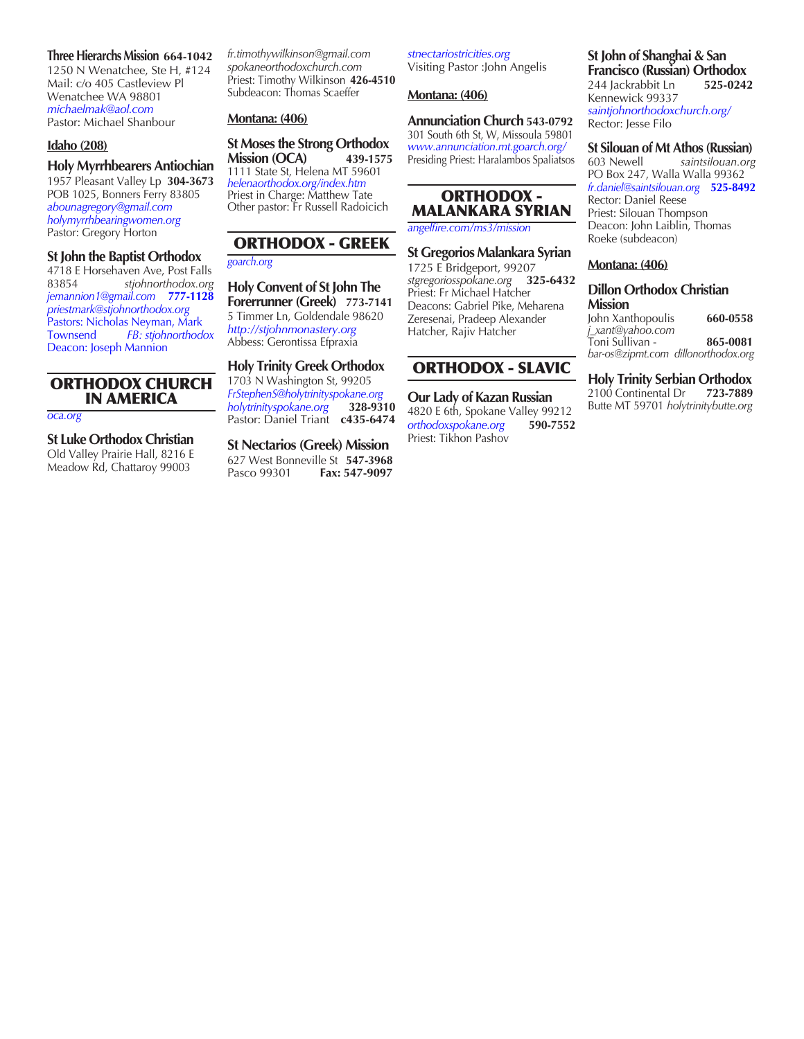**Three Hierarchs Mission** **664-1042**
1250 N Wenatchee, Ste H, #124
Mail: c/o 405 Castleview Pl
Wenatchee WA 98801
*michaelmak@aol.com*
Pastor: Michael Shanbour

**Idaho (208)**

**Holy Myrrhbearers Antiochian**
1957 Pleasant Valley Lp **304-3673**
POB 1025, Bonners Ferry 83805
*abounagregory@gmail.com*
*holymyrrhbearingwomen.org*
Pastor: Gregory Horton

**St John the Baptist Orthodox**
4718 E Horsehaven Ave, Post Falls
83854 *stjohnorthodox.org*
*jemannion1@gmail.com* **777-1128**
*priestmark@stjohnorthodox.org*
Pastors: Nicholas Neyman, Mark Townsend *FB: stjohnorthodox*
Deacon: Joseph Mannion

## ORTHODOX CHURCH IN AMERICA

*oca.org*

**St Luke Orthodox Christian**
Old Valley Prairie Hall, 8216 E Meadow Rd, Chattaroy 99003

*fr.timothywilkinson@gmail.com*
*spokaneorthodoxchurch.com*
Priest: Timothy Wilkinson **426-4510**
Subdeacon: Thomas Scaeffer

**Montana: (406)**

**St Moses the Strong Orthodox Mission (OCA)** **439-1575**
1111 State St, Helena MT 59601
*helenaorthodox.org/index.htm*
Priest in Charge: Matthew Tate
Other pastor: Fr Russell Radoicich

## ORTHODOX - GREEK

*goarch.org*

**Holy Convent of St John The Forerunner (Greek)** **773-7141**
5 Timmer Ln, Goldendale 98620
*http://stjohnmonastery.org*
Abbess: Gerontissa Efpraxia

**Holy Trinity Greek Orthodox**
1703 N Washington St, 99205
*FrStephenS@holytrinityspokane.org*
*holytrinityspokane.org* **328-9310**
Pastor: Daniel Triant **c435-6474**

**St Nectarios (Greek) Mission**
627 West Bonneville St **547-3968**
Pasco 99301 **Fax: 547-9097**
*stnectariostricities.org*
Visiting Pastor :John Angelis

**Montana: (406)**

**Annunciation Church** **543-0792**
301 South 6th St, W, Missoula 59801
*www.annunciation.mt.goarch.org/*
Presiding Priest: Haralambos Spaliatsos

## ORTHODOX - MALANKARA SYRIAN

*angelfire.com/ms3/mission*

**St Gregorios Malankara Syrian**
1725 E Bridgeport, 99207
*stgregoriosspokane.org* **325-6432**
Priest: Fr Michael Hatcher
Deacons: Gabriel Pike, Meharena Zeresenai, Pradeep Alexander Hatcher, Rajiv Hatcher

## ORTHODOX - SLAVIC

**Our Lady of Kazan Russian**
4820 E 6th, Spokane Valley 99212
*orthodoxspokane.org* **590-7552**
Priest: Tikhon Pashov

**St John of Shanghai & San Francisco (Russian) Orthodox**
244 Jackrabbit Ln **525-0242**
Kennewick 99337
*saintjohnorthodoxchurch.org/*
Rector: Jesse Filo

**St Silouan of Mt Athos (Russian)**
603 Newell *saintsilouan.org*
PO Box 247, Walla Walla 99362
*fr.daniel@saintsilouan.org* **525-8492**
Rector: Daniel Reese
Priest: Silouan Thompson
Deacon: John Laiblin, Thomas Roeke (subdeacon)

**Montana: (406)**

**Dillon Orthodox Christian Mission**
John Xanthopoulis **660-0558**
*j_xant@yahoo.com*
Toni Sullivan - **865-0081**
*bar-os@zipmt.com dillonorthodox.org*

**Holy Trinity Serbian Orthodox**
2100 Continental Dr **723-7889**
Butte MT 59701 *holytrinitybutte.org*